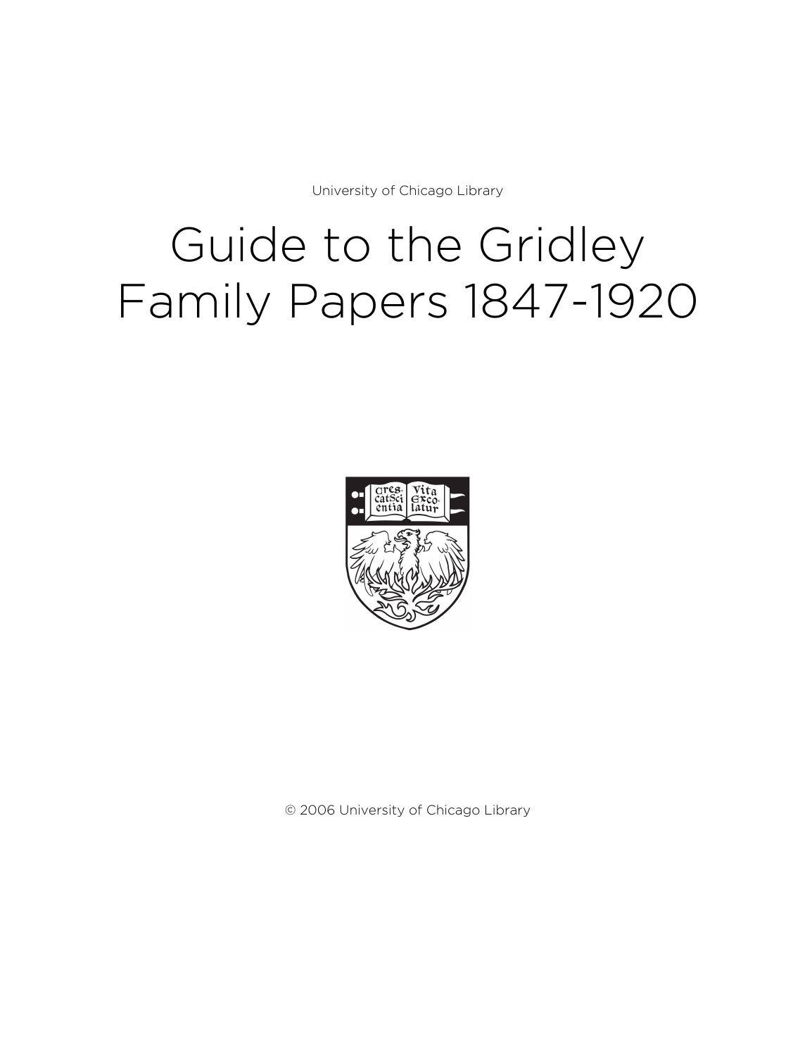University of Chicago Library

# Guide to the Gridley Family Papers 1847-1920

© 2006 University of Chicago Library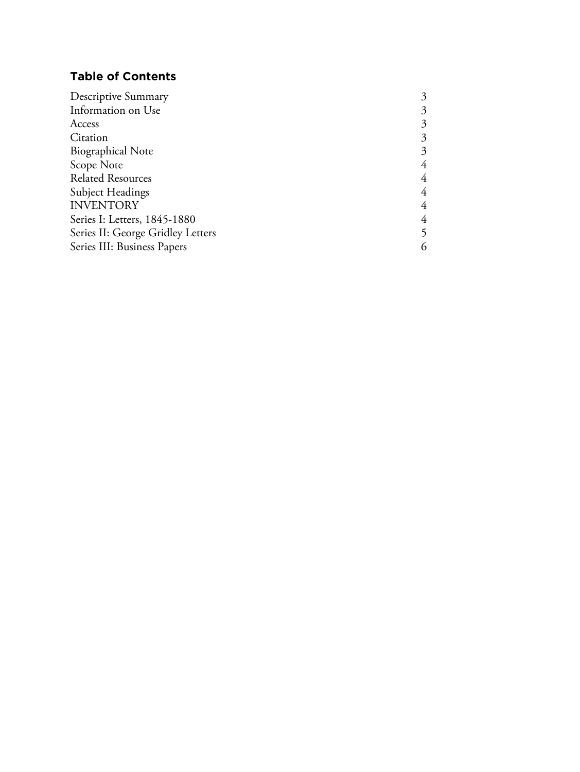## Table of Contents

| | |
|---|---|
| Descriptive Summary | 3 |
| Information on Use | 3 |
| Access | 3 |
| Citation | 3 |
| Biographical Note | 3 |
| Scope Note | 4 |
| Related Resources | 4 |
| Subject Headings | 4 |
| INVENTORY | 4 |
| Series I: Letters, 1845-1880 | 4 |
| Series II: George Gridley Letters | 5 |
| Series III: Business Papers | 6 |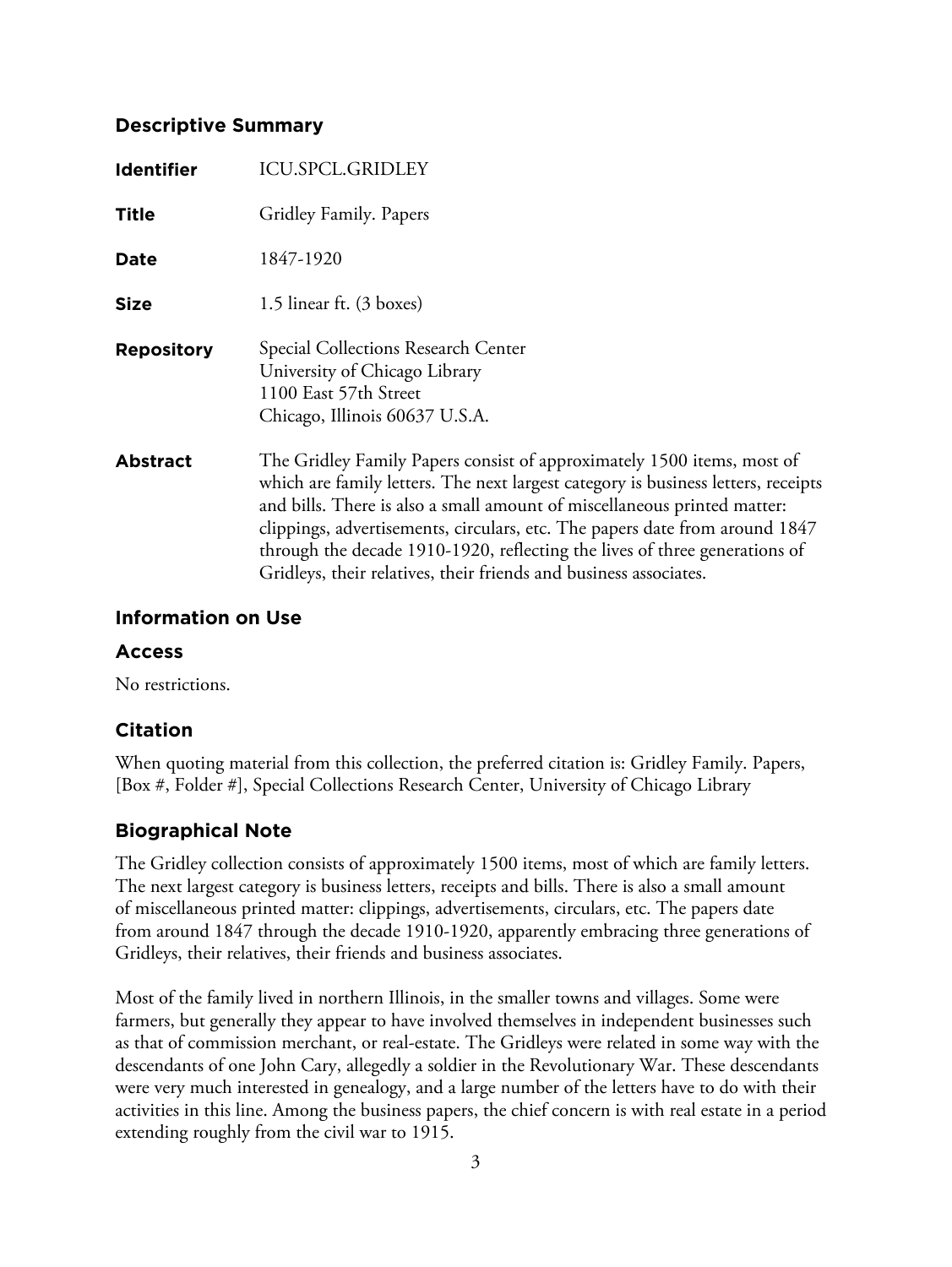## Descriptive Summary

| | |
|---|---|
| **Identifier** | ICU.SPCL.GRIDLEY |
| **Title** | Gridley Family. Papers |
| **Date** | 1847-1920 |
| **Size** | 1.5 linear ft. (3 boxes) |
| **Repository** | Special Collections Research Center<br>University of Chicago Library<br>1100 East 57th Street<br>Chicago, Illinois 60637 U.S.A. |
| **Abstract** | The Gridley Family Papers consist of approximately 1500 items, most of which are family letters. The next largest category is business letters, receipts and bills. There is also a small amount of miscellaneous printed matter: clippings, advertisements, circulars, etc. The papers date from around 1847 through the decade 1910-1920, reflecting the lives of three generations of Gridleys, their relatives, their friends and business associates. |

## Information on Use

### Access

No restrictions.

### Citation

When quoting material from this collection, the preferred citation is: Gridley Family. Papers, [Box #, Folder #], Special Collections Research Center, University of Chicago Library

## Biographical Note

The Gridley collection consists of approximately 1500 items, most of which are family letters. The next largest category is business letters, receipts and bills. There is also a small amount of miscellaneous printed matter: clippings, advertisements, circulars, etc. The papers date from around 1847 through the decade 1910-1920, apparently embracing three generations of Gridleys, their relatives, their friends and business associates.

Most of the family lived in northern Illinois, in the smaller towns and villages. Some were farmers, but generally they appear to have involved themselves in independent businesses such as that of commission merchant, or real-estate. The Gridleys were related in some way with the descendants of one John Cary, allegedly a soldier in the Revolutionary War. These descendants were very much interested in genealogy, and a large number of the letters have to do with their activities in this line. Among the business papers, the chief concern is with real estate in a period extending roughly from the civil war to 1915.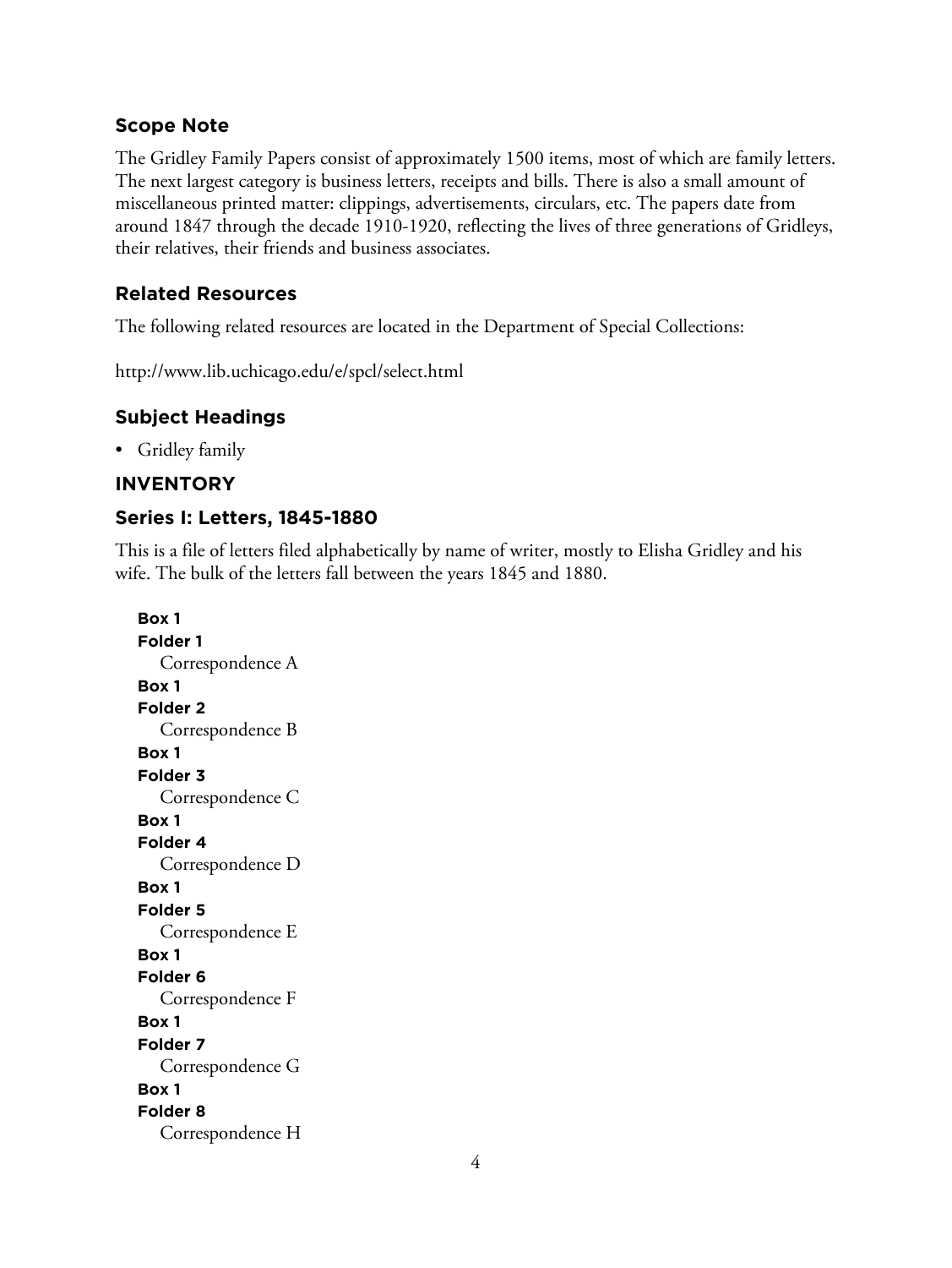## Scope Note

The Gridley Family Papers consist of approximately 1500 items, most of which are family letters. The next largest category is business letters, receipts and bills. There is also a small amount of miscellaneous printed matter: clippings, advertisements, circulars, etc. The papers date from around 1847 through the decade 1910-1920, reflecting the lives of three generations of Gridleys, their relatives, their friends and business associates.

## Related Resources

The following related resources are located in the Department of Special Collections:

http://www.lib.uchicago.edu/e/spcl/select.html

## Subject Headings

- Gridley family

## INVENTORY

## Series I: Letters, 1845-1880

This is a file of letters filed alphabetically by name of writer, mostly to Elisha Gridley and his wife. The bulk of the letters fall between the years 1845 and 1880.

**Box 1**
**Folder 1**
Correspondence A

**Box 1**
**Folder 2**
Correspondence B

**Box 1**
**Folder 3**
Correspondence C

**Box 1**
**Folder 4**
Correspondence D

**Box 1**
**Folder 5**
Correspondence E

**Box 1**
**Folder 6**
Correspondence F

**Box 1**
**Folder 7**
Correspondence G

**Box 1**
**Folder 8**
Correspondence H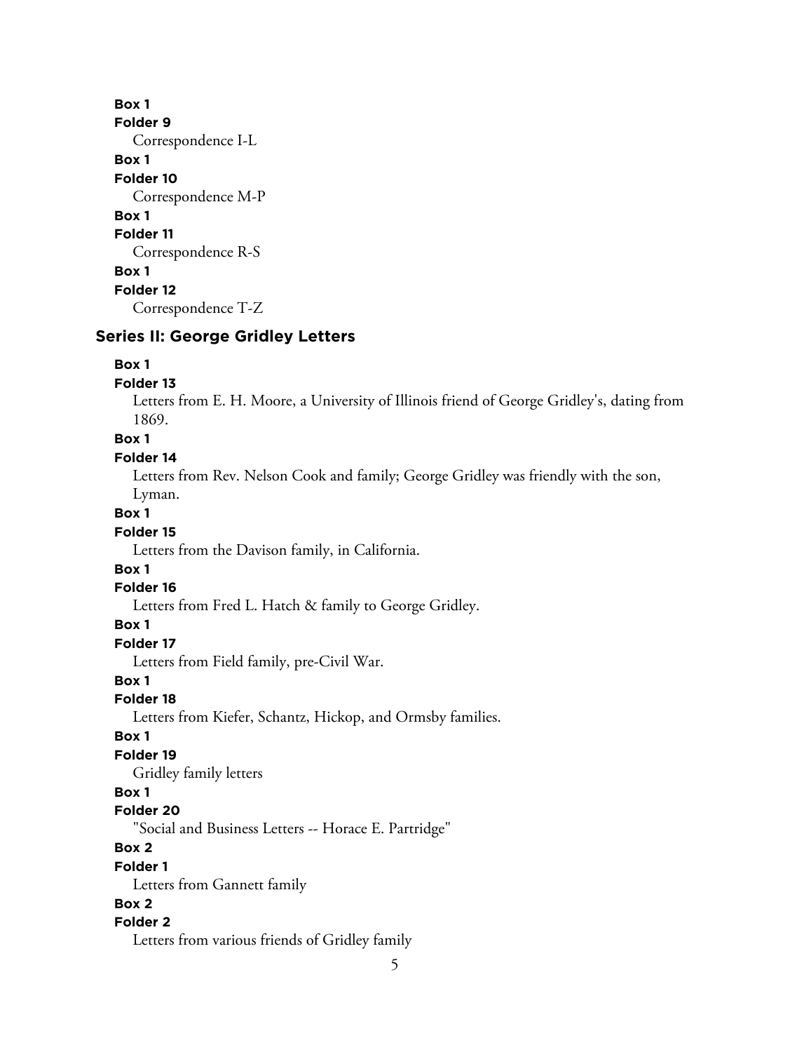**Box 1**
**Folder 9**
Correspondence I-L

**Box 1**
**Folder 10**
Correspondence M-P

**Box 1**
**Folder 11**
Correspondence R-S

**Box 1**
**Folder 12**
Correspondence T-Z

## Series II: George Gridley Letters

**Box 1**
**Folder 13**
Letters from E. H. Moore, a University of Illinois friend of George Gridley's, dating from 1869.

**Box 1**
**Folder 14**
Letters from Rev. Nelson Cook and family; George Gridley was friendly with the son, Lyman.

**Box 1**
**Folder 15**
Letters from the Davison family, in California.

**Box 1**
**Folder 16**
Letters from Fred L. Hatch & family to George Gridley.

**Box 1**
**Folder 17**
Letters from Field family, pre-Civil War.

**Box 1**
**Folder 18**
Letters from Kiefer, Schantz, Hickop, and Ormsby families.

**Box 1**
**Folder 19**
Gridley family letters

**Box 1**
**Folder 20**
"Social and Business Letters -- Horace E. Partridge"

**Box 2**
**Folder 1**
Letters from Gannett family

**Box 2**
**Folder 2**
Letters from various friends of Gridley family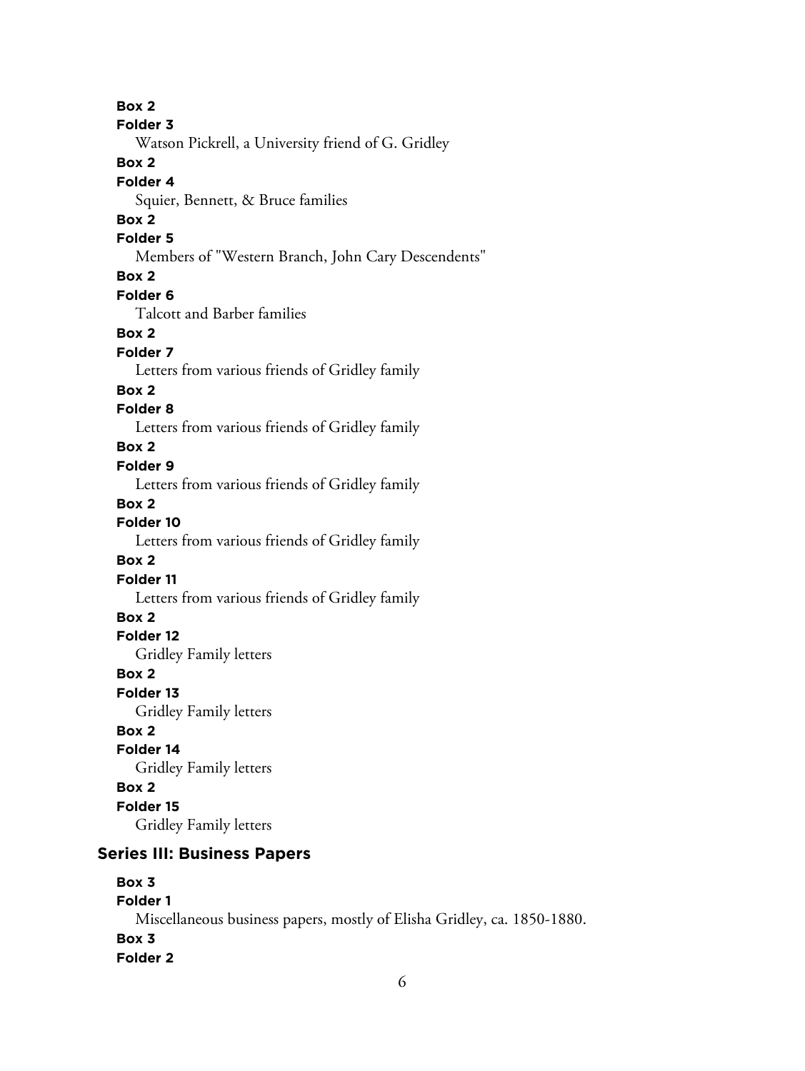**Box 2**
**Folder 3**
Watson Pickrell, a University friend of G. Gridley

**Box 2**
**Folder 4**
Squier, Bennett, & Bruce families

**Box 2**
**Folder 5**
Members of "Western Branch, John Cary Descendents"

**Box 2**
**Folder 6**
Talcott and Barber families

**Box 2**
**Folder 7**
Letters from various friends of Gridley family

**Box 2**
**Folder 8**
Letters from various friends of Gridley family

**Box 2**
**Folder 9**
Letters from various friends of Gridley family

**Box 2**
**Folder 10**
Letters from various friends of Gridley family

**Box 2**
**Folder 11**
Letters from various friends of Gridley family

**Box 2**
**Folder 12**
Gridley Family letters

**Box 2**
**Folder 13**
Gridley Family letters

**Box 2**
**Folder 14**
Gridley Family letters

**Box 2**
**Folder 15**
Gridley Family letters

## Series III: Business Papers

**Box 3**
**Folder 1**
Miscellaneous business papers, mostly of Elisha Gridley, ca. 1850-1880.

**Box 3**
**Folder 2**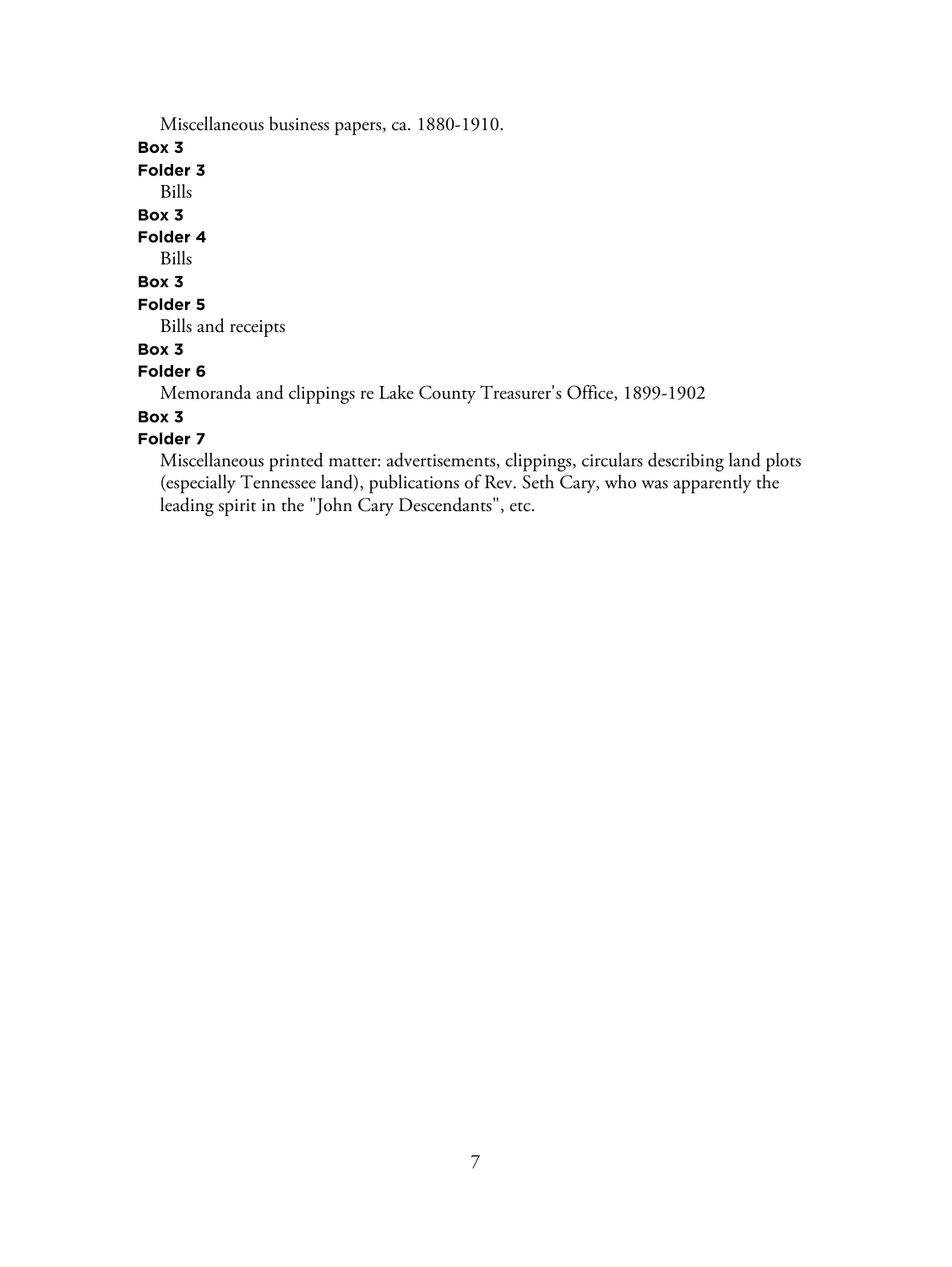Miscellaneous business papers, ca. 1880-1910.

**Box 3**
**Folder 3**
Bills

**Box 3**
**Folder 4**
Bills

**Box 3**
**Folder 5**
Bills and receipts

**Box 3**
**Folder 6**
Memoranda and clippings re Lake County Treasurer's Office, 1899-1902

**Box 3**
**Folder 7**
Miscellaneous printed matter: advertisements, clippings, circulars describing land plots (especially Tennessee land), publications of Rev. Seth Cary, who was apparently the leading spirit in the "John Cary Descendants", etc.